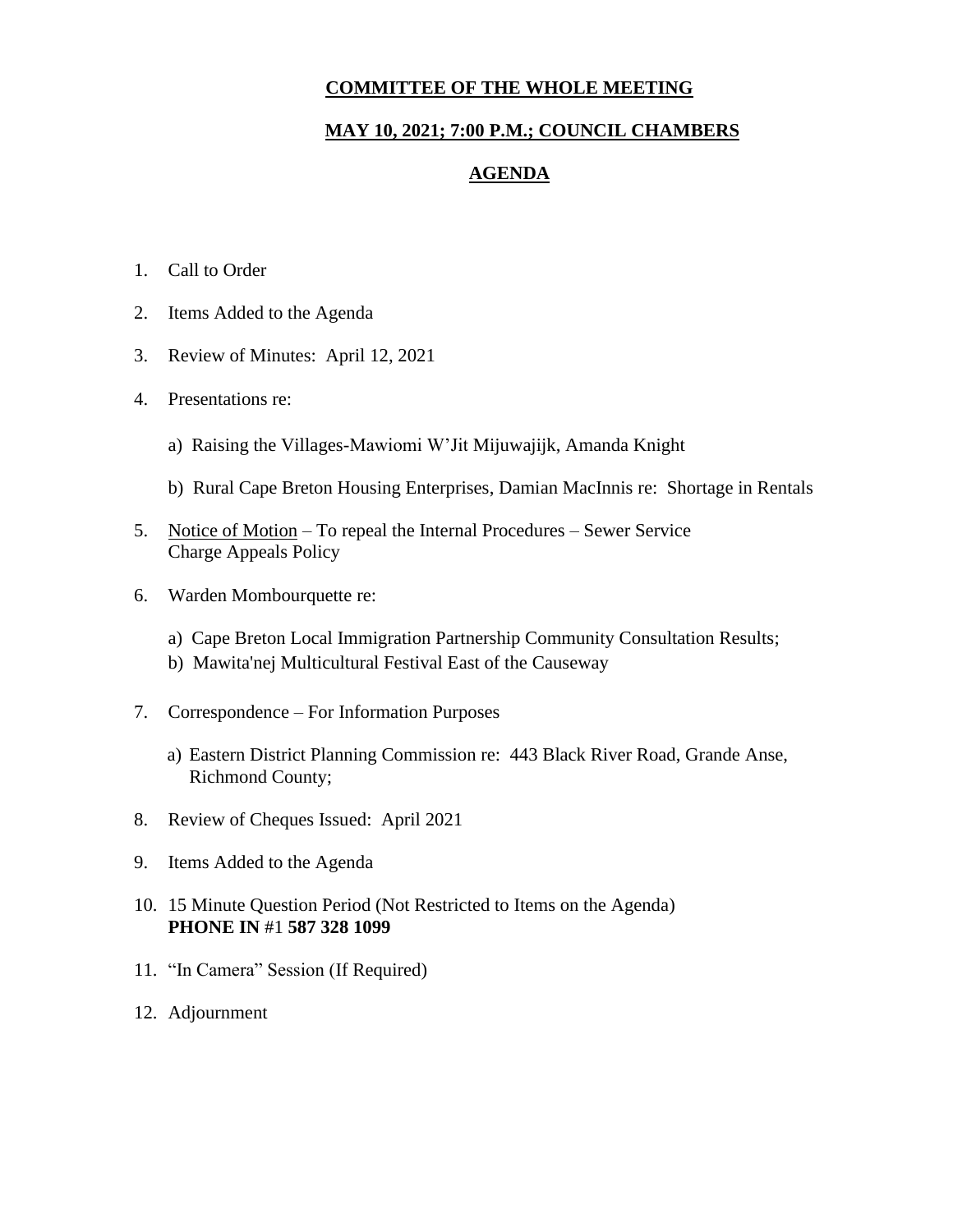# COMMITTEE OF THE WHOLE MEETING

## MAY 10, 2021; 7:00 P.M.; COUNCIL CHAMBERS

## AGENDA

1. Call to Order
2. Items Added to the Agenda
3. Review of Minutes: April 12, 2021
4. Presentations re:

   a) Raising the Villages-Mawiomi W'Jit Mijuwajijk, Amanda Knight

   b) Rural Cape Breton Housing Enterprises, Damian MacInnis re: Shortage in Rentals

5. Notice of Motion – To repeal the Internal Procedures – Sewer Service Charge Appeals Policy
6. Warden Mombourquette re:

   a) Cape Breton Local Immigration Partnership Community Consultation Results;

   b) Mawita'nej Multicultural Festival East of the Causeway

7. Correspondence – For Information Purposes

   a) Eastern District Planning Commission re: 443 Black River Road, Grande Anse, Richmond County;

8. Review of Cheques Issued: April 2021
9. Items Added to the Agenda
10. 15 Minute Question Period (Not Restricted to Items on the Agenda)
    **PHONE IN** #1 **587 328 1099**
11. "In Camera" Session (If Required)
12. Adjournment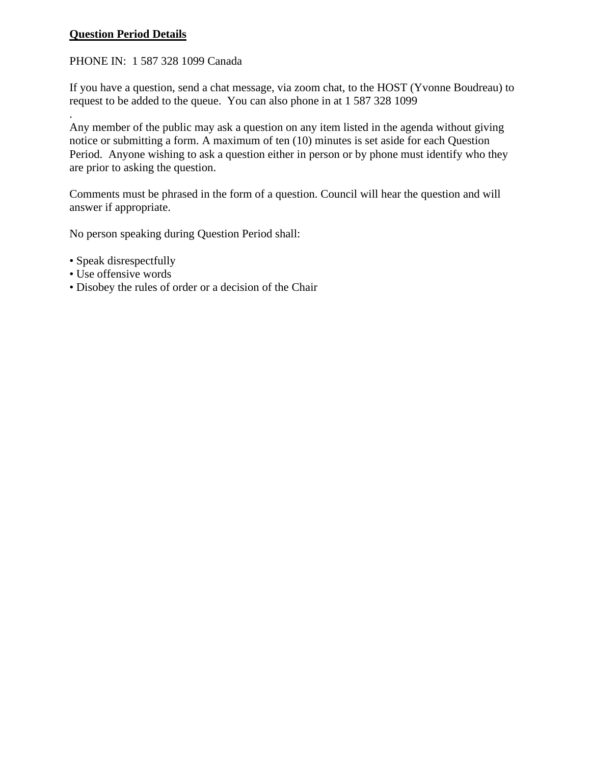**Question Period Details**

PHONE IN: 1 587 328 1099 Canada

If you have a question, send a chat message, via zoom chat, to the HOST (Yvonne Boudreau) to request to be added to the queue. You can also phone in at 1 587 328 1099
.
Any member of the public may ask a question on any item listed in the agenda without giving notice or submitting a form. A maximum of ten (10) minutes is set aside for each Question Period. Anyone wishing to ask a question either in person or by phone must identify who they are prior to asking the question.

Comments must be phrased in the form of a question. Council will hear the question and will answer if appropriate.

No person speaking during Question Period shall:

- Speak disrespectfully
- Use offensive words
- Disobey the rules of order or a decision of the Chair